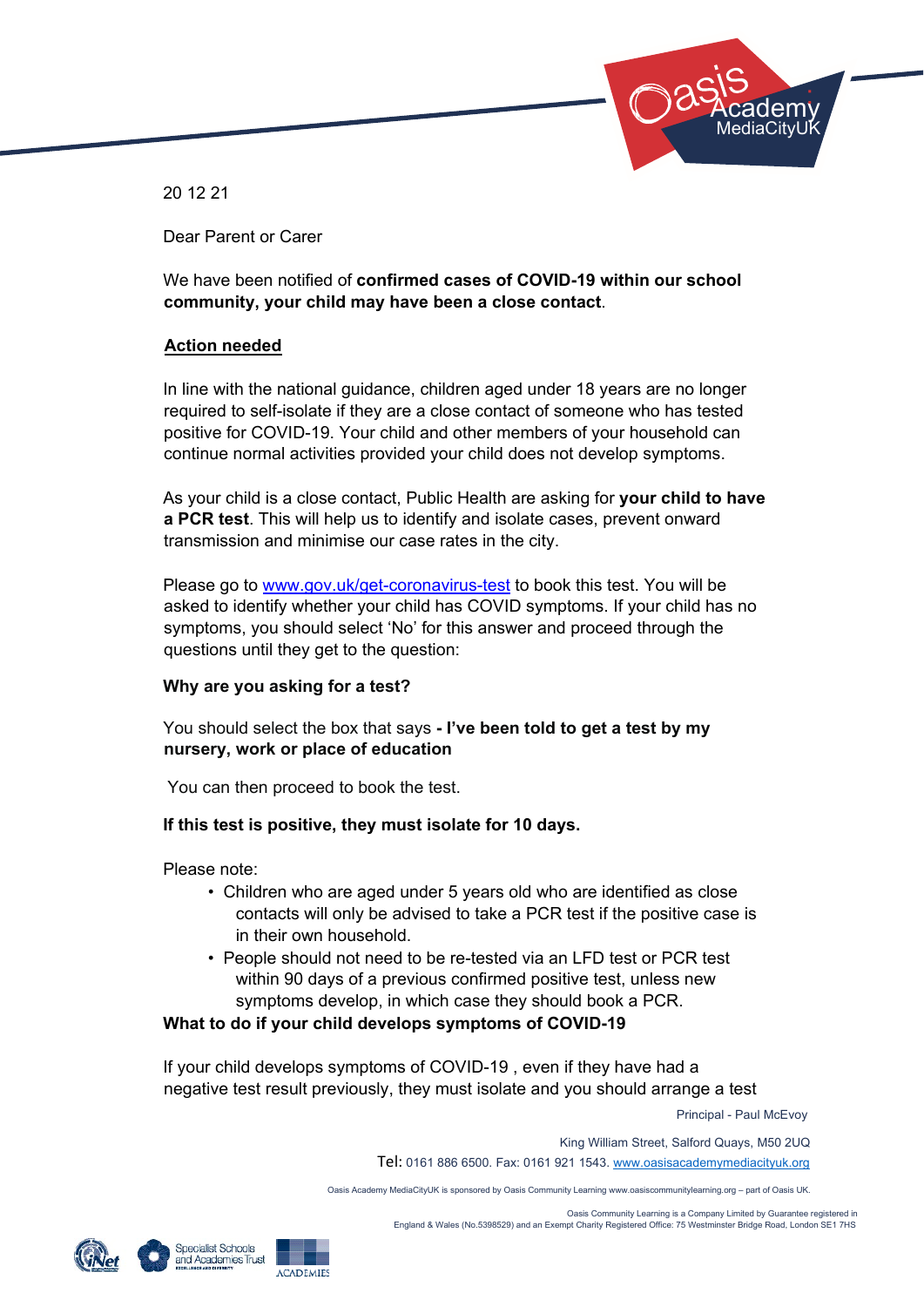20 12 21

Dear Parent or Carer

We have been notified of **confirmed cases of COVID-19 within our school community, your child may have been a close contact**.

**Action needed**

In line with the national guidance, children aged under 18 years are no longer required to self-isolate if they are a close contact of someone who has tested positive for COVID-19. Your child and other members of your household can continue normal activities provided your child does not develop symptoms.

As your child is a close contact, Public Health are asking for **your child to have a PCR test**. This will help us to identify and isolate cases, prevent onward transmission and minimise our case rates in the city.

Please go to [www.gov.uk/get-coronavirus-test](www.gov.uk/get-coronavirus-test) to book this test. You will be asked to identify whether your child has COVID symptoms. If your child has no symptoms, you should select 'No' for this answer and proceed through the questions until they get to the question:

**Why are you asking for a test?**

You should select the box that says **- I've been told to get a test by my nursery, work or place of education**

You can then proceed to book the test.

**If this test is positive, they must isolate for 10 days.**

Please note:

- Children who are aged under 5 years old who are identified as close contacts will only be advised to take a PCR test if the positive case is in their own household.
- People should not need to be re-tested via an LFD test or PCR test within 90 days of a previous confirmed positive test, unless new symptoms develop, in which case they should book a PCR.

**What to do if your child develops symptoms of COVID-19**

If your child develops symptoms of COVID-19 , even if they have had a negative test result previously, they must isolate and you should arrange a test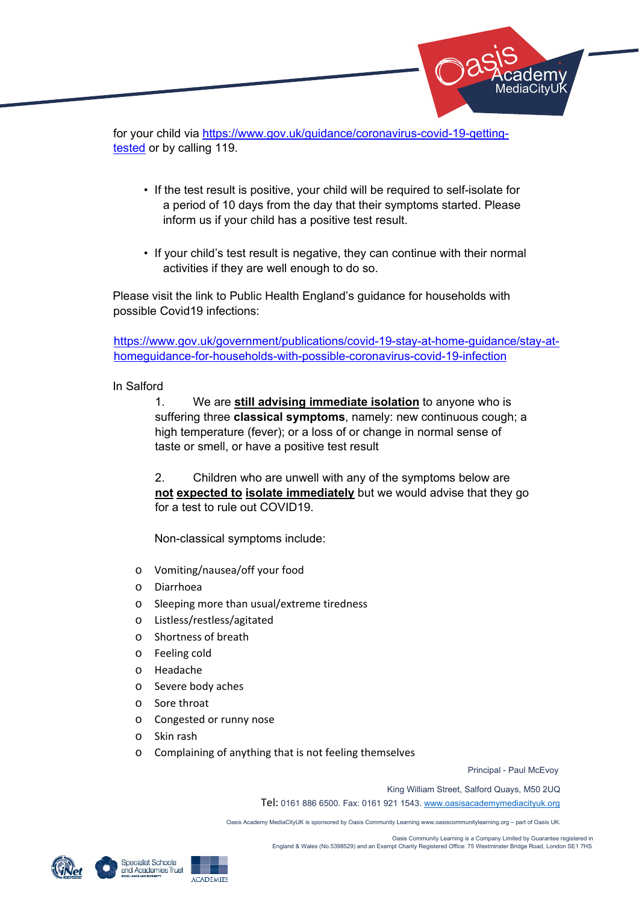for your child via [https://www.gov.uk/guidance/coronavirus-covid-19-getting-tested](https://www.gov.uk/guidance/coronavirus-covid-19-getting-tested) or by calling 119.

- If the test result is positive, your child will be required to self-isolate for a period of 10 days from the day that their symptoms started. Please inform us if your child has a positive test result.

- If your child's test result is negative, they can continue with their normal activities if they are well enough to do so.

Please visit the link to Public Health England's guidance for households with possible Covid19 infections:

[https://www.gov.uk/government/publications/covid-19-stay-at-home-guidance/stay-at-homeguidance-for-households-with-possible-coronavirus-covid-19-infection](https://www.gov.uk/government/publications/covid-19-stay-at-home-guidance/stay-at-homeguidance-for-households-with-possible-coronavirus-covid-19-infection)

In Salford

1. We are <u>**still advising immediate isolation**</u> to anyone who is suffering three **classical symptoms**, namely: new continuous cough; a high temperature (fever); or a loss of or change in normal sense of taste or smell, or have a positive test result

2. Children who are unwell with any of the symptoms below are <u>**not**</u> <u>**expected to**</u> <u>**isolate immediately**</u> but we would advise that they go for a test to rule out COVID19.

   Non-classical symptoms include:

- Vomiting/nausea/off your food
- Diarrhoea
- Sleeping more than usual/extreme tiredness
- Listless/restless/agitated
- Shortness of breath
- Feeling cold
- Headache
- Severe body aches
- Sore throat
- Congested or runny nose
- Skin rash
- Complaining of anything that is not feeling themselves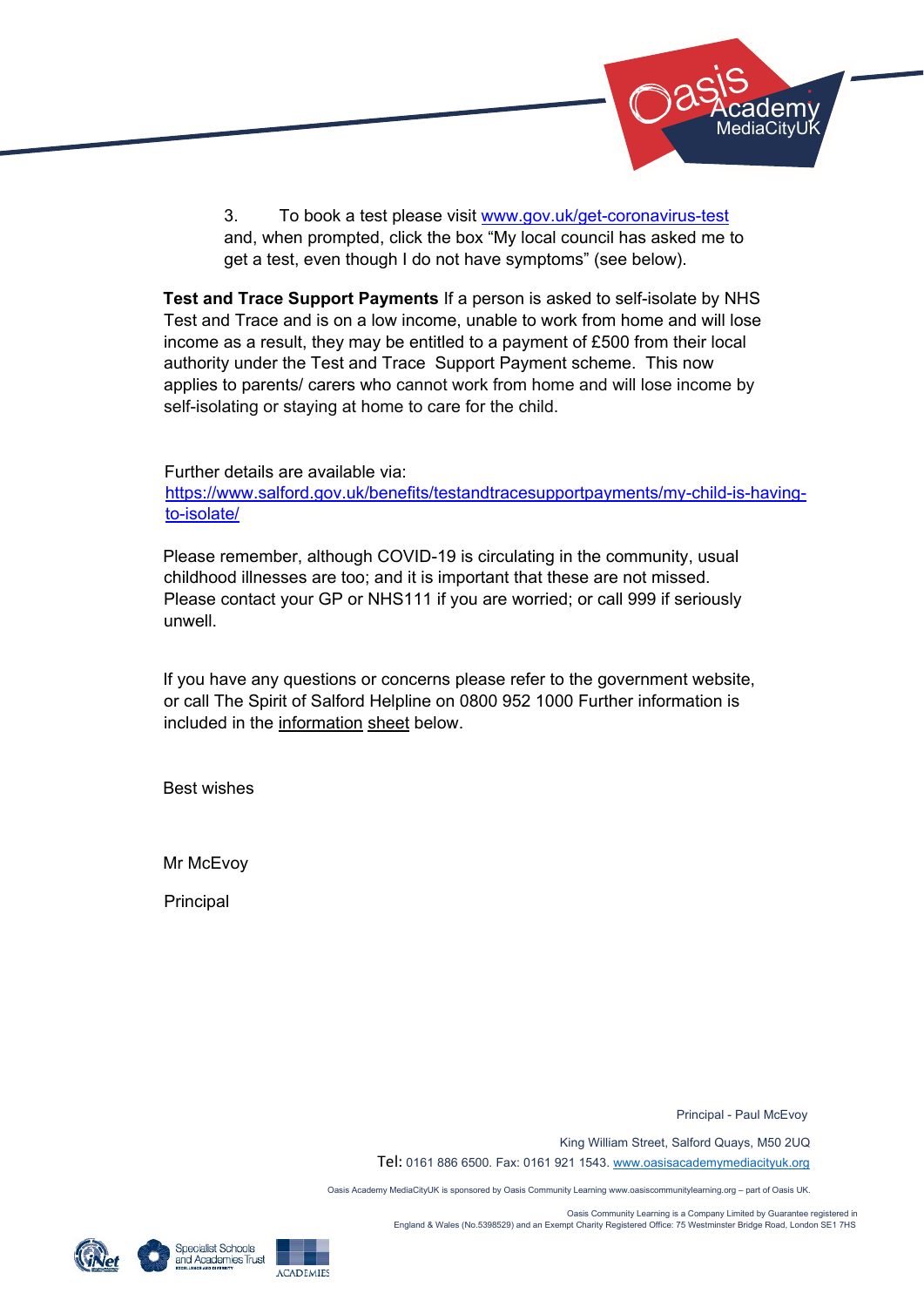3. To book a test please visit www.gov.uk/get-coronavirus-test and, when prompted, click the box "My local council has asked me to get a test, even though I do not have symptoms" (see below).

**Test and Trace Support Payments** If a person is asked to self-isolate by NHS Test and Trace and is on a low income, unable to work from home and will lose income as a result, they may be entitled to a payment of £500 from their local authority under the Test and Trace Support Payment scheme. This now applies to parents/ carers who cannot work from home and will lose income by self-isolating or staying at home to care for the child.

Further details are available via: https://www.salford.gov.uk/benefits/testandtracesupportpayments/my-child-is-having-to-isolate/

Please remember, although COVID-19 is circulating in the community, usual childhood illnesses are too; and it is important that these are not missed. Please contact your GP or NHS111 if you are worried; or call 999 if seriously unwell.

If you have any questions or concerns please refer to the government website, or call The Spirit of Salford Helpline on 0800 952 1000 Further information is included in the information sheet below.

Best wishes

Mr McEvoy

Principal

Principal - Paul McEvoy

King William Street, Salford Quays, M50 2UQ

Tel: 0161 886 6500. Fax: 0161 921 1543. www.oasisacademymediacityuk.org

Oasis Academy MediaCityUK is sponsored by Oasis Community Learning www.oasiscommunitylearning.org – part of Oasis UK.

Oasis Community Learning is a Company Limited by Guarantee registered in England & Wales (No.5398529) and an Exempt Charity Registered Office: 75 Westminster Bridge Road, London SE1 7HS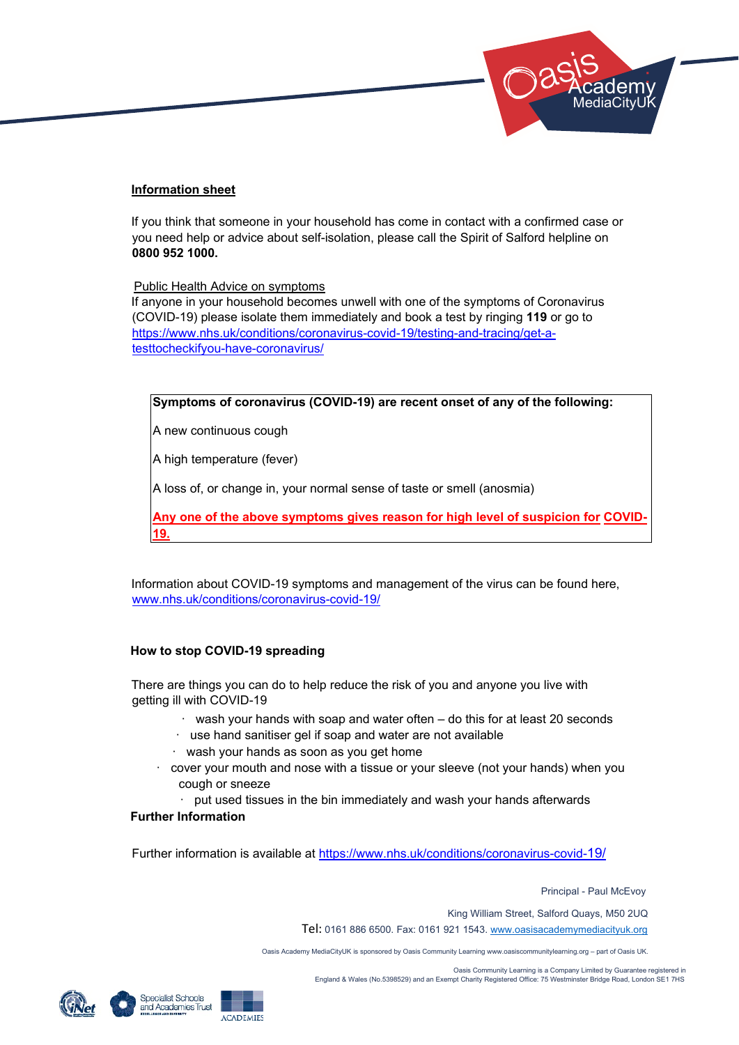**Information sheet**

If you think that someone in your household has come in contact with a confirmed case or you need help or advice about self-isolation, please call the Spirit of Salford helpline on **0800 952 1000.**

Public Health Advice on symptoms

If anyone in your household becomes unwell with one of the symptoms of Coronavirus (COVID-19) please isolate them immediately and book a test by ringing **119** or go to https://www.nhs.uk/conditions/coronavirus-covid-19/testing-and-tracing/get-a-testtocheckifyou-have-coronavirus/

| **Symptoms of coronavirus (COVID-19) are recent onset of any of the following:** |
|---|
| A new continuous cough |
| A high temperature (fever) |
| A loss of, or change in, your normal sense of taste or smell (anosmia) |
| **Any one of the above symptoms gives reason for high level of suspicion for COVID-19.** |

Information about COVID-19 symptoms and management of the virus can be found here, www.nhs.uk/conditions/coronavirus-covid-19/

**How to stop COVID-19 spreading**

There are things you can do to help reduce the risk of you and anyone you live with getting ill with COVID-19

- wash your hands with soap and water often – do this for at least 20 seconds
- use hand sanitiser gel if soap and water are not available
- wash your hands as soon as you get home
- cover your mouth and nose with a tissue or your sleeve (not your hands) when you cough or sneeze
- put used tissues in the bin immediately and wash your hands afterwards

**Further Information**

Further information is available at https://www.nhs.uk/conditions/coronavirus-covid-19/

Principal - Paul McEvoy

King William Street, Salford Quays, M50 2UQ

Tel: 0161 886 6500. Fax: 0161 921 1543. www.oasisacademymediacityuk.org

Oasis Academy MediaCityUK is sponsored by Oasis Community Learning www.oasiscommunitylearning.org – part of Oasis UK.

Oasis Community Learning is a Company Limited by Guarantee registered in England & Wales (No.5398529) and an Exempt Charity Registered Office: 75 Westminster Bridge Road, London SE1 7HS